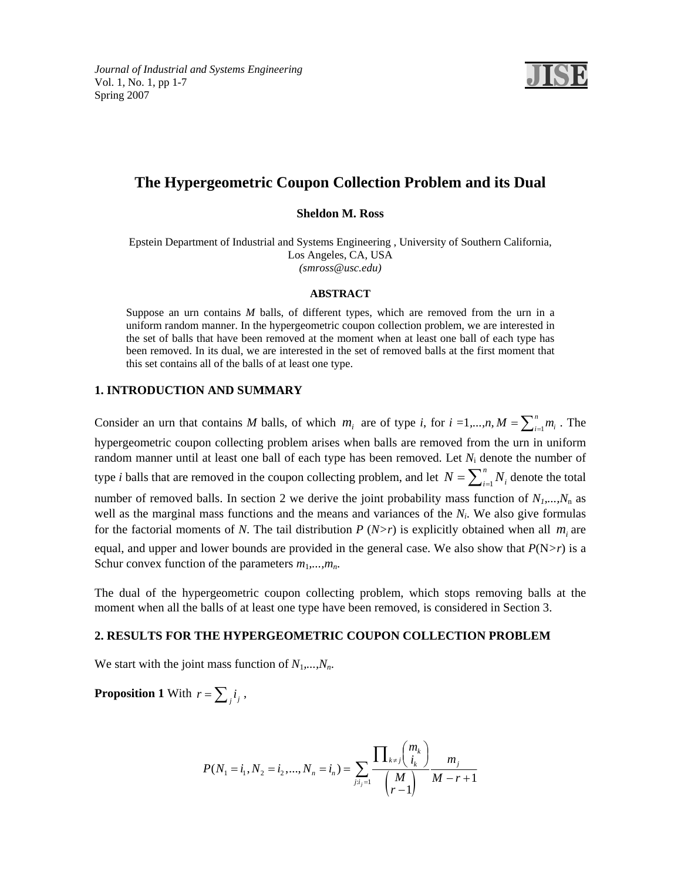# The Hypergeometric Coupon Collection Problem and its Dual

**Sheldon M. Ross**

Epstein Department of Industrial and Systems Engineering , University of Southern California, Los Angeles, CA, USA
*(smross@usc.edu)*

**ABSTRACT**

Suppose an urn contains *M* balls, of different types, which are removed from the urn in a uniform random manner. In the hypergeometric coupon collection problem, we are interested in the set of balls that have been removed at the moment when at least one ball of each type has been removed. In its dual, we are interested in the set of removed balls at the first moment that this set contains all of the balls of at least one type.

## 1. INTRODUCTION AND SUMMARY

Consider an urn that contains *M* balls, of which $m_i$ are of type *i*, for $i = 1,...,n$, $M = \sum_{i=1}^{n} m_i$. The hypergeometric coupon collecting problem arises when balls are removed from the urn in uniform random manner until at least one ball of each type has been removed. Let $N_i$ denote the number of type *i* balls that are removed in the coupon collecting problem, and let $N = \sum_{i=1}^{n} N_i$ denote the total number of removed balls. In section 2 we derive the joint probability mass function of $N_1,...,N_n$ as well as the marginal mass functions and the means and variances of the $N_i$. We also give formulas for the factorial moments of *N*. The tail distribution $P(N>r)$ is explicitly obtained when all $m_i$ are equal, and upper and lower bounds are provided in the general case. We also show that $P(N>r)$ is a Schur convex function of the parameters $m_1,...,m_n$.

The dual of the hypergeometric coupon collecting problem, which stops removing balls at the moment when all the balls of at least one type have been removed, is considered in Section 3.

## 2. RESULTS FOR THE HYPERGEOMETRIC COUPON COLLECTION PROBLEM

We start with the joint mass function of $N_1,...,N_n$.

**Proposition 1** With $r = \sum_j i_j$,

$$P(N_1 = i_1, N_2 = i_2, ..., N_n = i_n) = \sum_{j: i_j = 1} \frac{\prod_{k \neq j} \binom{m_k}{i_k}}{\binom{M}{r-1}} \frac{m_j}{M - r + 1}$$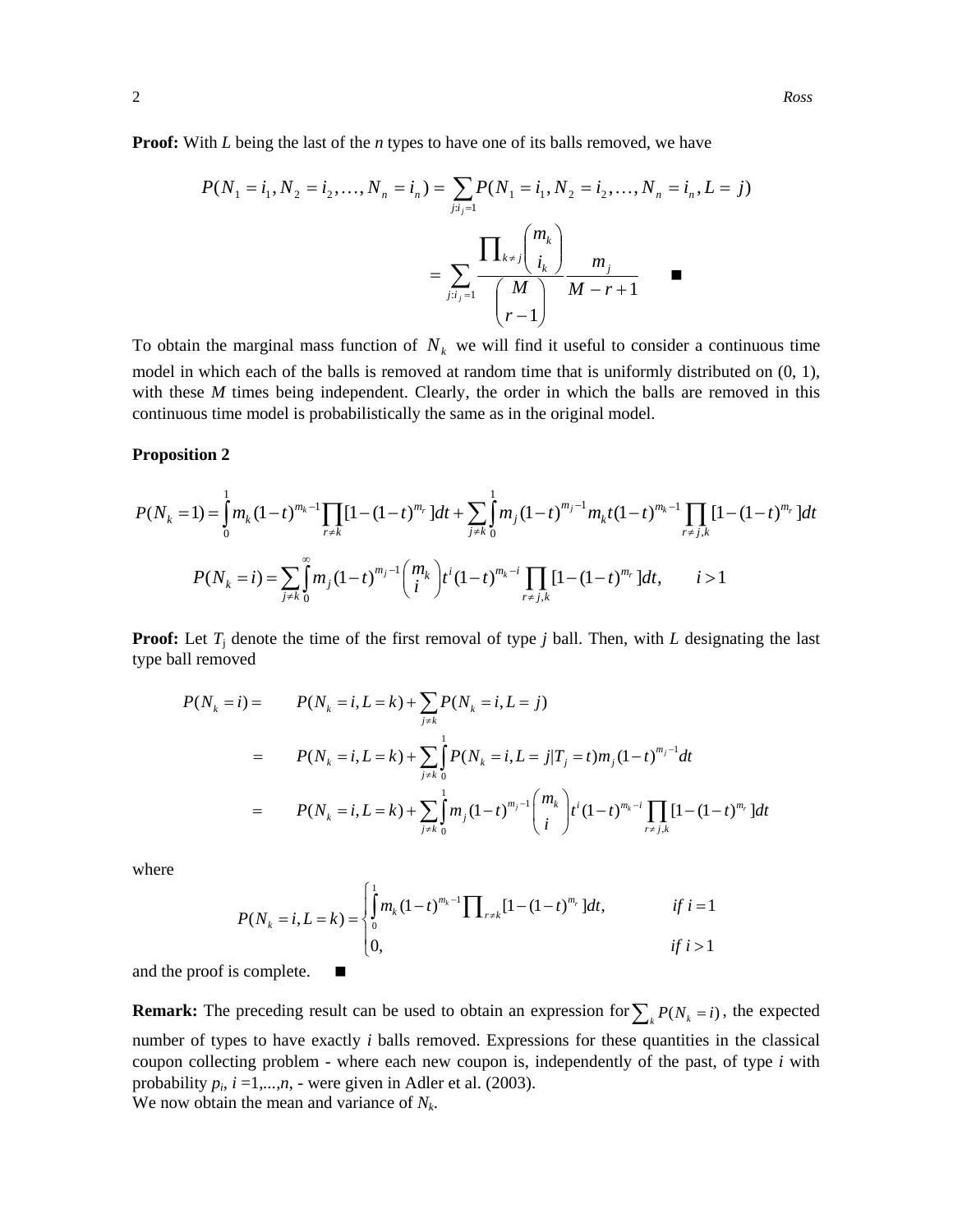**Proof:** With $L$ being the last of the $n$ types to have one of its balls removed, we have

$$P(N_1 = i_1, N_2 = i_2, \ldots, N_n = i_n) = \sum_{j: i_j = 1} P(N_1 = i_1, N_2 = i_2, \ldots, N_n = i_n, L = j)$$

$$= \sum_{j: i_j = 1} \frac{\prod_{k \neq j} \binom{m_k}{i_k}}{\binom{M}{r-1}} \frac{m_j}{M - r + 1} \qquad \blacksquare$$

To obtain the marginal mass function of $N_k$ we will find it useful to consider a continuous time model in which each of the balls is removed at random time that is uniformly distributed on (0, 1), with these $M$ times being independent. Clearly, the order in which the balls are removed in this continuous time model is probabilistically the same as in the original model.

**Proposition 2**

$$P(N_k = 1) = \int_0^1 m_k (1-t)^{m_k - 1} \prod_{r \neq k} [1 - (1-t)^{m_r}] dt + \sum_{j \neq k} \int_0^1 m_j (1-t)^{m_j - 1} m_k t (1-t)^{m_k - 1} \prod_{r \neq j,k} [1 - (1-t)^{m_r}] dt$$

$$P(N_k = i) = \sum_{j \neq k} \int_0^\infty m_j (1-t)^{m_j - 1} \binom{m_k}{i} t^i (1-t)^{m_k - i} \prod_{r \neq j,k} [1 - (1-t)^{m_r}] dt, \qquad i > 1$$

**Proof:** Let $T_j$ denote the time of the first removal of type $j$ ball. Then, with $L$ designating the last type ball removed

$$\begin{aligned}
P(N_k = i) &= P(N_k = i, L = k) + \sum_{j \neq k} P(N_k = i, L = j) \\
&= P(N_k = i, L = k) + \sum_{j \neq k} \int_0^1 P(N_k = i, L = j | T_j = t) m_j (1-t)^{m_j - 1} dt \\
&= P(N_k = i, L = k) + \sum_{j \neq k} \int_0^1 m_j (1-t)^{m_j - 1} \binom{m_k}{i} t^i (1-t)^{m_k - i} \prod_{r \neq j,k} [1 - (1-t)^{m_r}] dt
\end{aligned}$$

where

$$P(N_k = i, L = k) = \begin{cases} \int_0^1 m_k (1-t)^{m_k - 1} \prod_{r \neq k} [1 - (1-t)^{m_r}] dt, & \text{if } i = 1 \\ 0, & \text{if } i > 1 \end{cases}$$

and the proof is complete. $\blacksquare$

**Remark:** The preceding result can be used to obtain an expression for $\sum_k P(N_k = i)$, the expected number of types to have exactly $i$ balls removed. Expressions for these quantities in the classical coupon collecting problem - where each new coupon is, independently of the past, of type $i$ with probability $p_i$, $i = 1, \ldots, n$, - were given in Adler et al. (2003).
We now obtain the mean and variance of $N_k$.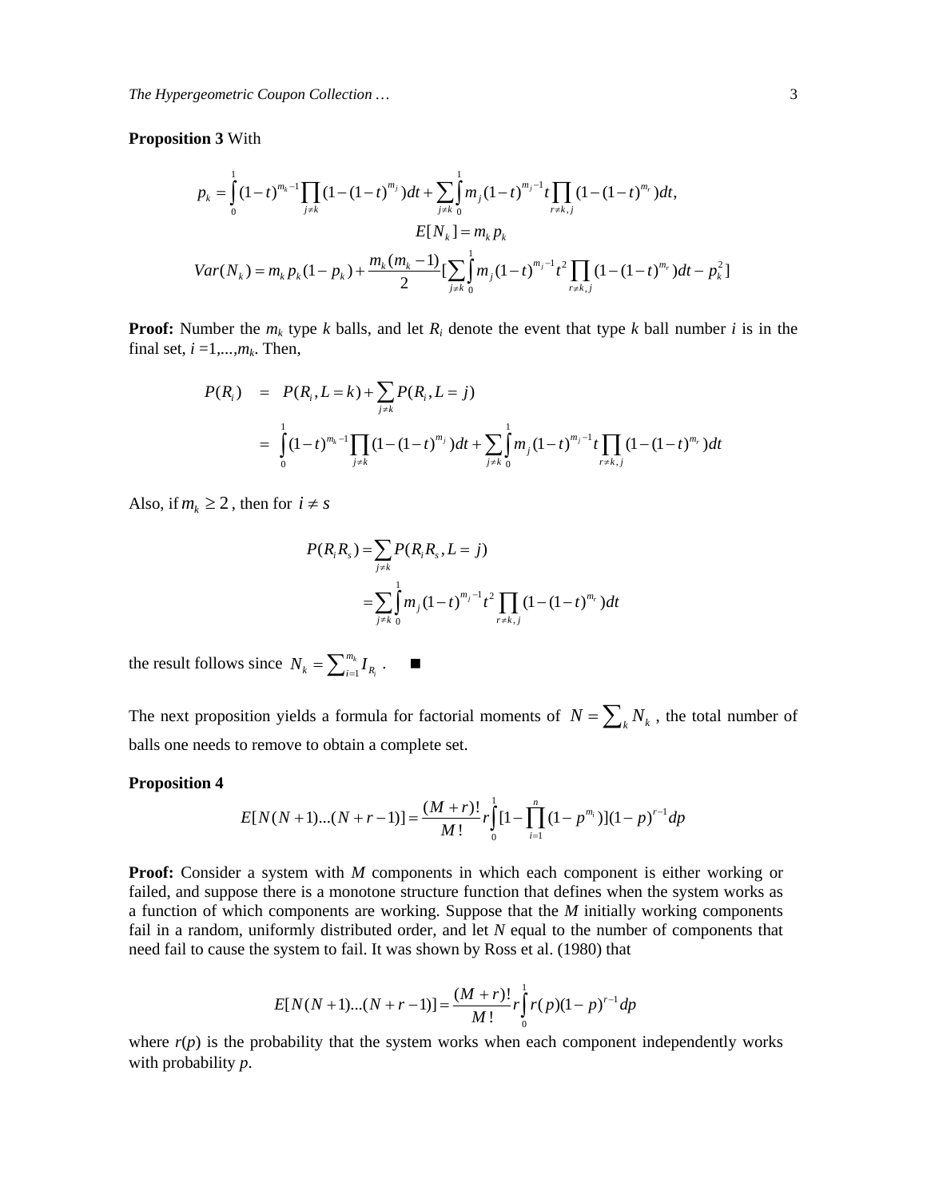**Proposition 3** With

$$p_k = \int_0^1 (1-t)^{m_k-1} \prod_{j \neq k} (1-(1-t)^{m_j}) dt + \sum_{j \neq k} \int_0^1 m_j (1-t)^{m_j-1} t \prod_{r \neq k,j} (1-(1-t)^{m_r}) dt,$$

$$E[N_k] = m_k p_k$$

$$Var(N_k) = m_k p_k (1-p_k) + \frac{m_k(m_k-1)}{2} [\sum_{j \neq k} \int_0^1 m_j (1-t)^{m_j-1} t^2 \prod_{r \neq k,j} (1-(1-t)^{m_r}) dt - p_k^2]$$

**Proof:** Number the $m_k$ type $k$ balls, and let $R_i$ denote the event that type $k$ ball number $i$ is in the final set, $i = 1,...,m_k$. Then,

$$\begin{aligned}
P(R_i) &= P(R_i, L=k) + \sum_{j \neq k} P(R_i, L=j) \\
&= \int_0^1 (1-t)^{m_k-1} \prod_{j \neq k} (1-(1-t)^{m_j}) dt + \sum_{j \neq k} \int_0^1 m_j (1-t)^{m_j-1} t \prod_{r \neq k,j} (1-(1-t)^{m_r}) dt
\end{aligned}$$

Also, if $m_k \geq 2$, then for $i \neq s$

$$\begin{aligned}
P(R_i R_s) &= \sum_{j \neq k} P(R_i R_s, L=j) \\
&= \sum_{j \neq k} \int_0^1 m_j (1-t)^{m_j-1} t^2 \prod_{r \neq k,j} (1-(1-t)^{m_r}) dt
\end{aligned}$$

the result follows since $N_k = \sum_{i=1}^{m_k} I_{R_i}$. ■

The next proposition yields a formula for factorial moments of $N = \sum_k N_k$, the total number of balls one needs to remove to obtain a complete set.

**Proposition 4**

$$E[N(N+1)...(N+r-1)] = \frac{(M+r)!}{M!} r \int_0^1 [1 - \prod_{i=1}^n (1-p^{m_i})](1-p)^{r-1} dp$$

**Proof:** Consider a system with $M$ components in which each component is either working or failed, and suppose there is a monotone structure function that defines when the system works as a function of which components are working. Suppose that the $M$ initially working components fail in a random, uniformly distributed order, and let $N$ equal to the number of components that need fail to cause the system to fail. It was shown by Ross et al. (1980) that

$$E[N(N+1)...(N+r-1)] = \frac{(M+r)!}{M!} r \int_0^1 r(p)(1-p)^{r-1} dp$$

where $r(p)$ is the probability that the system works when each component independently works with probability $p$.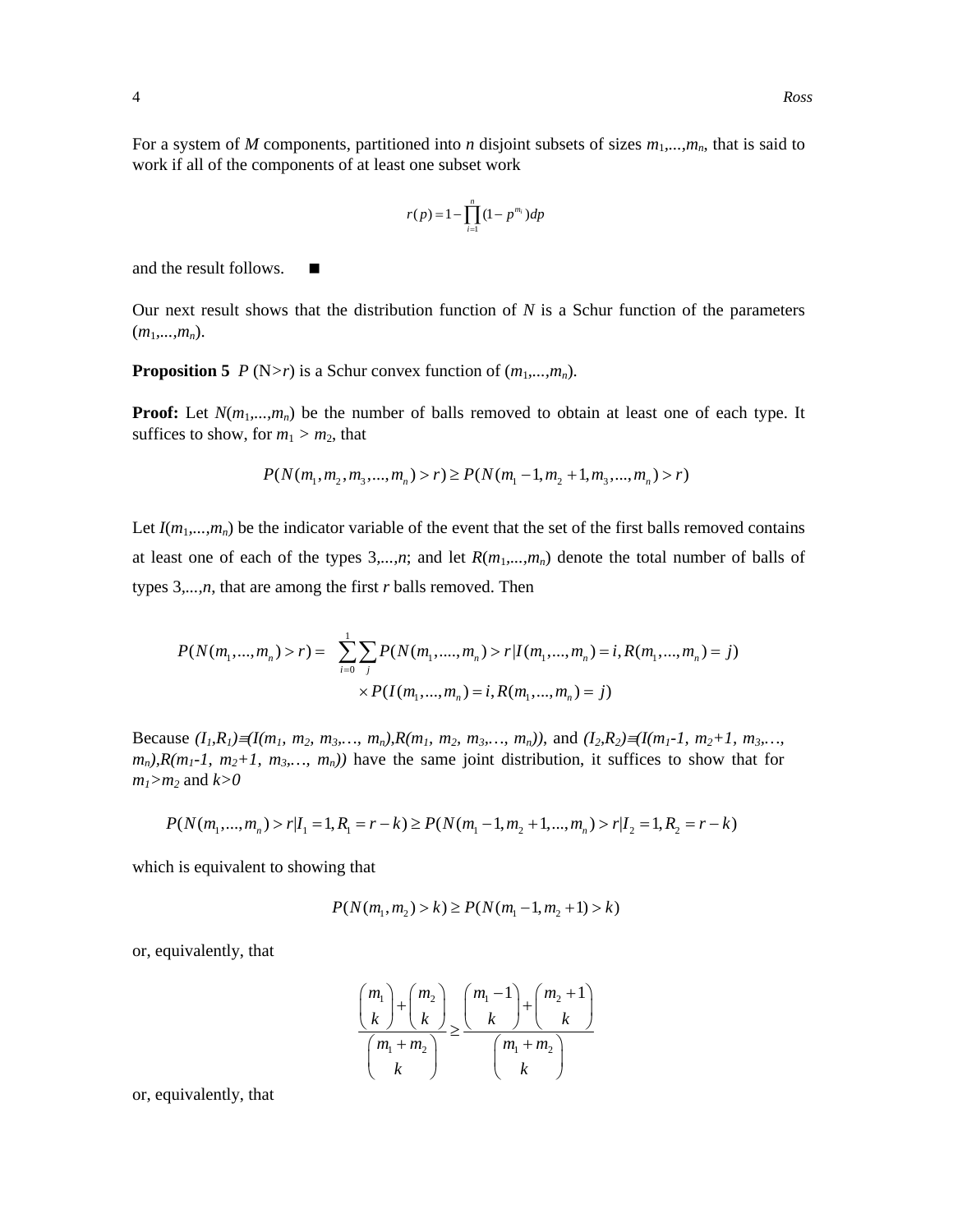For a system of $M$ components, partitioned into $n$ disjoint subsets of sizes $m_1,...,m_n$, that is said to work if all of the components of at least one subset work

$$r(p) = 1 - \prod_{i=1}^{n} (1 - p^{m_i}) dp$$

and the result follows. ■

Our next result shows that the distribution function of $N$ is a Schur function of the parameters $(m_1,...,m_n)$.

**Proposition 5** $P(N>r)$ is a Schur convex function of $(m_1,...,m_n)$.

**Proof:** Let $N(m_1,...,m_n)$ be the number of balls removed to obtain at least one of each type. It suffices to show, for $m_1 > m_2$, that

$$P(N(m_1, m_2, m_3,..., m_n) > r) \geq P(N(m_1 - 1, m_2 + 1, m_3,..., m_n) > r)$$

Let $I(m_1,...,m_n)$ be the indicator variable of the event that the set of the first balls removed contains at least one of each of the types $3,...,n$; and let $R(m_1,...,m_n)$ denote the total number of balls of types $3,...,n$, that are among the first $r$ balls removed. Then

$$P(N(m_1,...,m_n) > r) = \sum_{i=0}^{1} \sum_{j} P(N(m_1,....,m_n) > r | I(m_1,...,m_n) = i, R(m_1,...,m_n) = j)$$
$$\times P(I(m_1,...,m_n) = i, R(m_1,...,m_n) = j)$$

Because $(I_1,R_1) \equiv (I(m_1, m_2, m_3,\ldots, m_n), R(m_1, m_2, m_3,\ldots, m_n))$, and $(I_2,R_2) \equiv (I(m_1-1, m_2+1, m_3,\ldots, m_n), R(m_1-1, m_2+1, m_3,\ldots, m_n))$ have the same joint distribution, it suffices to show that for $m_1>m_2$ and $k>0$

$$P(N(m_1,...,m_n) > r | I_1 = 1, R_1 = r - k) \geq P(N(m_1 - 1, m_2 + 1,..., m_n) > r | I_2 = 1, R_2 = r - k)$$

which is equivalent to showing that

$$P(N(m_1, m_2) > k) \geq P(N(m_1 - 1, m_2 + 1) > k)$$

or, equivalently, that

$$\frac{\binom{m_1}{k} + \binom{m_2}{k}}{\binom{m_1 + m_2}{k}} \geq \frac{\binom{m_1 - 1}{k} + \binom{m_2 + 1}{k}}{\binom{m_1 + m_2}{k}}$$

or, equivalently, that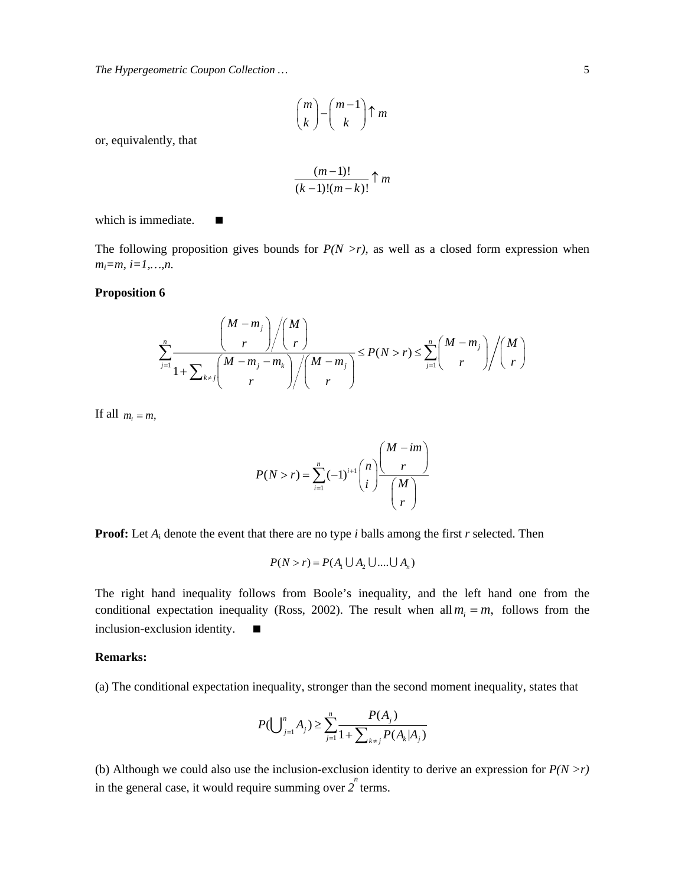$$\binom{m}{k} - \binom{m-1}{k} \uparrow m$$

or, equivalently, that

$$\frac{(m-1)!}{(k-1)!(m-k)!} \uparrow m$$

which is immediate. ■

The following proposition gives bounds for *P(N >r)*, as well as a closed form expression when $m_i=m$, $i=1,\ldots,n$.

**Proposition 6**

$$\sum_{j=1}^{n} \frac{\binom{M-m_j}{r} \Big/ \binom{M}{r}}{1+\sum_{k\neq j}\binom{M-m_j-m_k}{r} \Big/ \binom{M-m_j}{r}} \leq P(N>r) \leq \sum_{j=1}^{n}\binom{M-m_j}{r} \Big/ \binom{M}{r}$$

If all $m_i = m$,

$$P(N>r) = \sum_{i=1}^{n}(-1)^{i+1}\binom{n}{i}\frac{\binom{M-im}{r}}{\binom{M}{r}}$$

**Proof:** Let $A_i$ denote the event that there are no type *i* balls among the first *r* selected. Then

$$P(N>r) = P(A_1 \cup A_2 \cup \ldots \cup A_n)$$

The right hand inequality follows from Boole's inequality, and the left hand one from the conditional expectation inequality (Ross, 2002). The result when all $m_i = m$, follows from the inclusion-exclusion identity. ■

**Remarks:**

(a) The conditional expectation inequality, stronger than the second moment inequality, states that

$$P(\bigcup_{j=1}^{n} A_j) \geq \sum_{j=1}^{n}\frac{P(A_j)}{1+\sum_{k\neq j}P(A_k|A_j)}$$

(b) Although we could also use the inclusion-exclusion identity to derive an expression for *P(N >r)* in the general case, it would require summing over $2^n$ terms.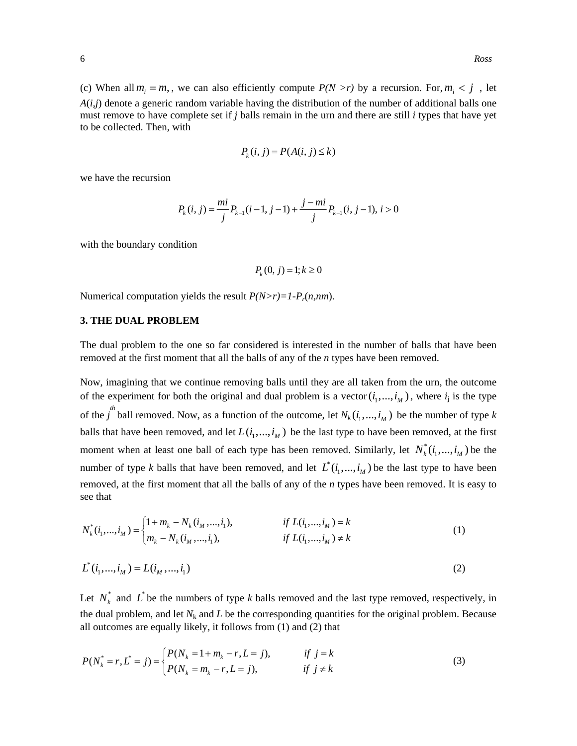(c) When all $m_i = m,$ , we can also efficiently compute *P(N >r)* by a recursion. For, $m_i < j$ , let *A*(*i,j*) denote a generic random variable having the distribution of the number of additional balls one must remove to have complete set if *j* balls remain in the urn and there are still *i* types that have yet to be collected. Then, with

$$P_k(i, j) = P(A(i, j) \le k)$$

we have the recursion

$$P_k(i, j) = \frac{mi}{j} P_{k-1}(i-1, j-1) + \frac{j-mi}{j} P_{k-1}(i, j-1),\ i > 0$$

with the boundary condition

$$P_k(0, j) = 1; k \ge 0$$

Numerical computation yields the result $P(N>r)=1-P_r(n,nm)$.

## 3. THE DUAL PROBLEM

The dual problem to the one so far considered is interested in the number of balls that have been removed at the first moment that all the balls of any of the *n* types have been removed.

Now, imagining that we continue removing balls until they are all taken from the urn, the outcome of the experiment for both the original and dual problem is a vector $(i_1,...,i_M)$, where $i_j$ is the type of the $j^{th}$ ball removed. Now, as a function of the outcome, let $N_k(i_1,...,i_M)$ be the number of type *k* balls that have been removed, and let $L(i_1,...,i_M)$ be the last type to have been removed, at the first moment when at least one ball of each type has been removed. Similarly, let $N_k^*(i_1,...,i_M)$ be the number of type *k* balls that have been removed, and let $L^*(i_1,...,i_M)$ be the last type to have been removed, at the first moment that all the balls of any of the *n* types have been removed. It is easy to see that

$$N_k^*(i_1,...,i_M) = \begin{cases} 1 + m_k - N_k(i_M,...,i_1), & if\ L(i_1,...,i_M) = k \\ m_k - N_k(i_M,...,i_1), & if\ L(i_1,...,i_M) \ne k \end{cases} \tag{1}$$

$$L^*(i_1,...,i_M) = L(i_M,...,i_1) \tag{2}$$

Let $N_k^*$ and $L^*$ be the numbers of type *k* balls removed and the last type removed, respectively, in the dual problem, and let $N_k$ and *L* be the corresponding quantities for the original problem. Because all outcomes are equally likely, it follows from (1) and (2) that

$$P(N_k^* = r, L^* = j) = \begin{cases} P(N_k = 1 + m_k - r, L = j), & if\ j = k \\ P(N_k = m_k - r, L = j), & if\ j \ne k \end{cases} \tag{3}$$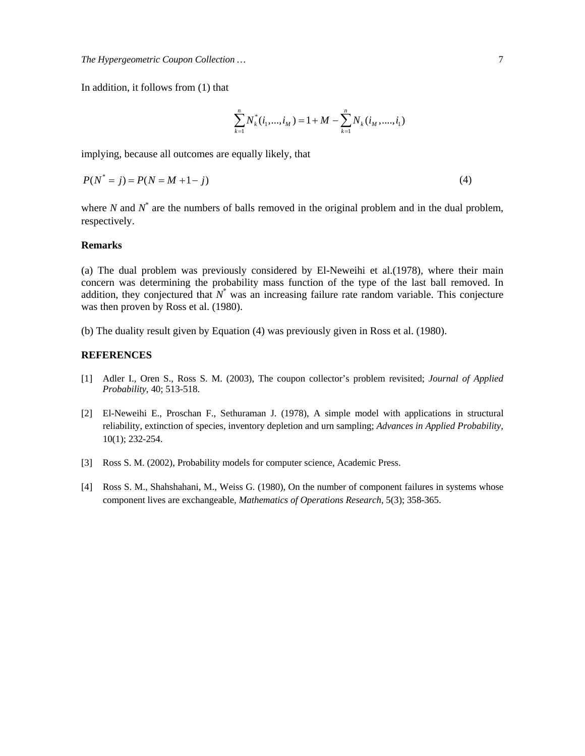In addition, it follows from (1) that

$$\sum_{k=1}^{n} N_k^*(i_1,...,i_M) = 1 + M - \sum_{k=1}^{n} N_k(i_M,....,i_1)$$

implying, because all outcomes are equally likely, that

$$P(N^* = j) = P(N = M + 1 - j) \tag{4}$$

where $N$ and $N^*$ are the numbers of balls removed in the original problem and in the dual problem, respectively.

**Remarks**

(a) The dual problem was previously considered by El-Neweihi et al.(1978), where their main concern was determining the probability mass function of the type of the last ball removed. In addition, they conjectured that $N^*$ was an increasing failure rate random variable. This conjecture was then proven by Ross et al. (1980).

(b) The duality result given by Equation (4) was previously given in Ross et al. (1980).

**REFERENCES**

[1] Adler I., Oren S., Ross S. M. (2003), The coupon collector's problem revisited; *Journal of Applied Probability*, 40; 513-518.

[2] El-Neweihi E., Proschan F., Sethuraman J. (1978), A simple model with applications in structural reliability, extinction of species, inventory depletion and urn sampling; *Advances in Applied Probability*, 10(1); 232-254.

[3] Ross S. M. (2002), Probability models for computer science, Academic Press.

[4] Ross S. M., Shahshahani, M., Weiss G. (1980), On the number of component failures in systems whose component lives are exchangeable, *Mathematics of Operations Research*, 5(3); 358-365.